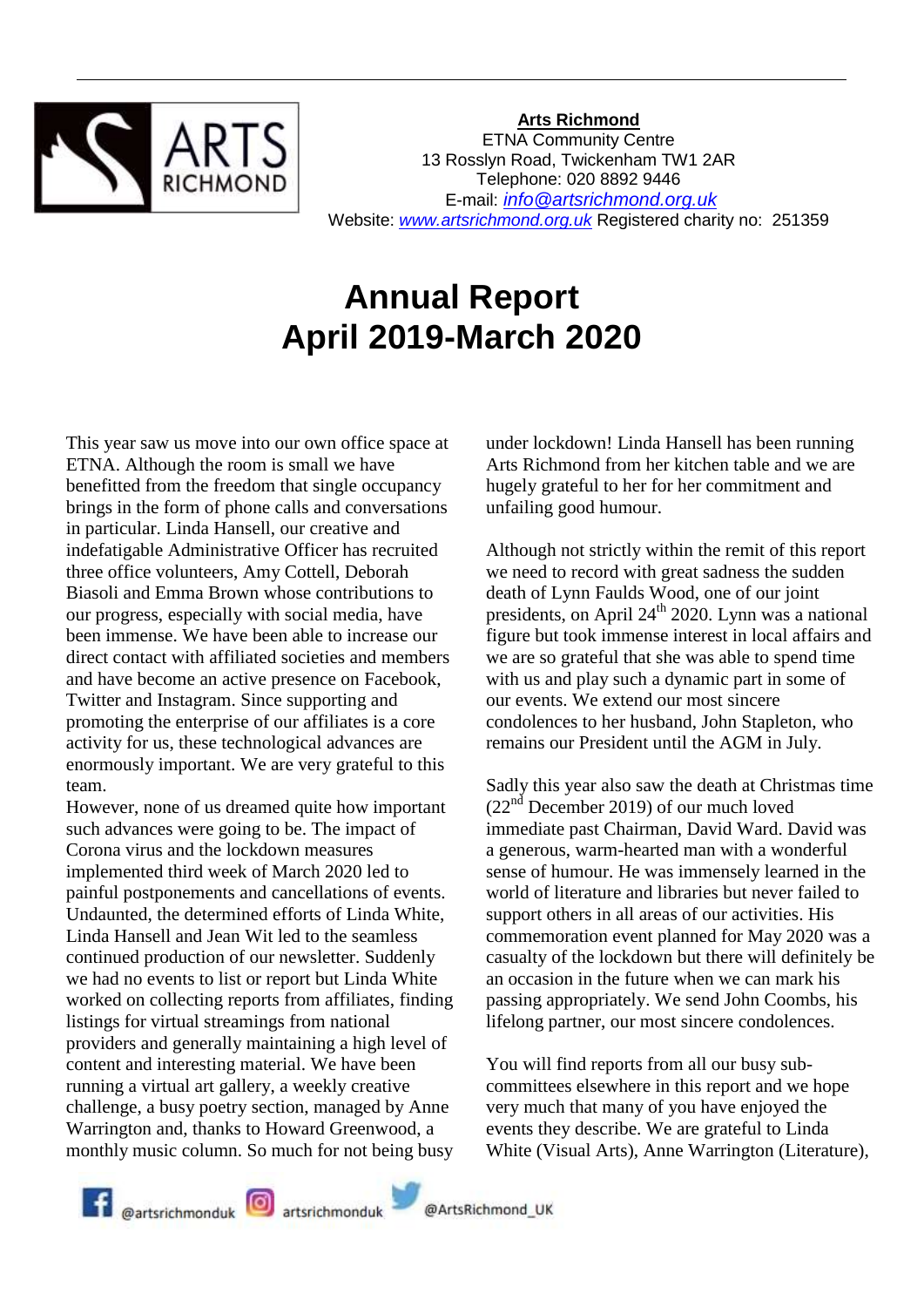**Arts Richmond**
ETNA Community Centre
13 Rosslyn Road, Twickenham TW1 2AR
Telephone: 020 8892 9446
E-mail: *info@artsrichmond.org.uk*
Website: *www.artsrichmond.org.uk* Registered charity no: 251359

# Annual Report April 2019-March 2020

This year saw us move into our own office space at ETNA. Although the room is small we have benefitted from the freedom that single occupancy brings in the form of phone calls and conversations in particular. Linda Hansell, our creative and indefatigable Administrative Officer has recruited three office volunteers, Amy Cottell, Deborah Biasoli and Emma Brown whose contributions to our progress, especially with social media, have been immense. We have been able to increase our direct contact with affiliated societies and members and have become an active presence on Facebook, Twitter and Instagram. Since supporting and promoting the enterprise of our affiliates is a core activity for us, these technological advances are enormously important. We are very grateful to this team.

However, none of us dreamed quite how important such advances were going to be. The impact of Corona virus and the lockdown measures implemented third week of March 2020 led to painful postponements and cancellations of events. Undaunted, the determined efforts of Linda White, Linda Hansell and Jean Wit led to the seamless continued production of our newsletter. Suddenly we had no events to list or report but Linda White worked on collecting reports from affiliates, finding listings for virtual streamings from national providers and generally maintaining a high level of content and interesting material. We have been running a virtual art gallery, a weekly creative challenge, a busy poetry section, managed by Anne Warrington and, thanks to Howard Greenwood, a monthly music column. So much for not being busy under lockdown! Linda Hansell has been running Arts Richmond from her kitchen table and we are hugely grateful to her for her commitment and unfailing good humour.

Although not strictly within the remit of this report we need to record with great sadness the sudden death of Lynn Faulds Wood, one of our joint presidents, on April 24th 2020. Lynn was a national figure but took immense interest in local affairs and we are so grateful that she was able to spend time with us and play such a dynamic part in some of our events. We extend our most sincere condolences to her husband, John Stapleton, who remains our President until the AGM in July.

Sadly this year also saw the death at Christmas time (22nd December 2019) of our much loved immediate past Chairman, David Ward. David was a generous, warm-hearted man with a wonderful sense of humour. He was immensely learned in the world of literature and libraries but never failed to support others in all areas of our activities. His commemoration event planned for May 2020 was a casualty of the lockdown but there will definitely be an occasion in the future when we can mark his passing appropriately. We send John Coombs, his lifelong partner, our most sincere condolences.

You will find reports from all our busy sub-committees elsewhere in this report and we hope very much that many of you have enjoyed the events they describe. We are grateful to Linda White (Visual Arts), Anne Warrington (Literature),

@artsrichmonduk artsrichmonduk @ArtsRichmond_UK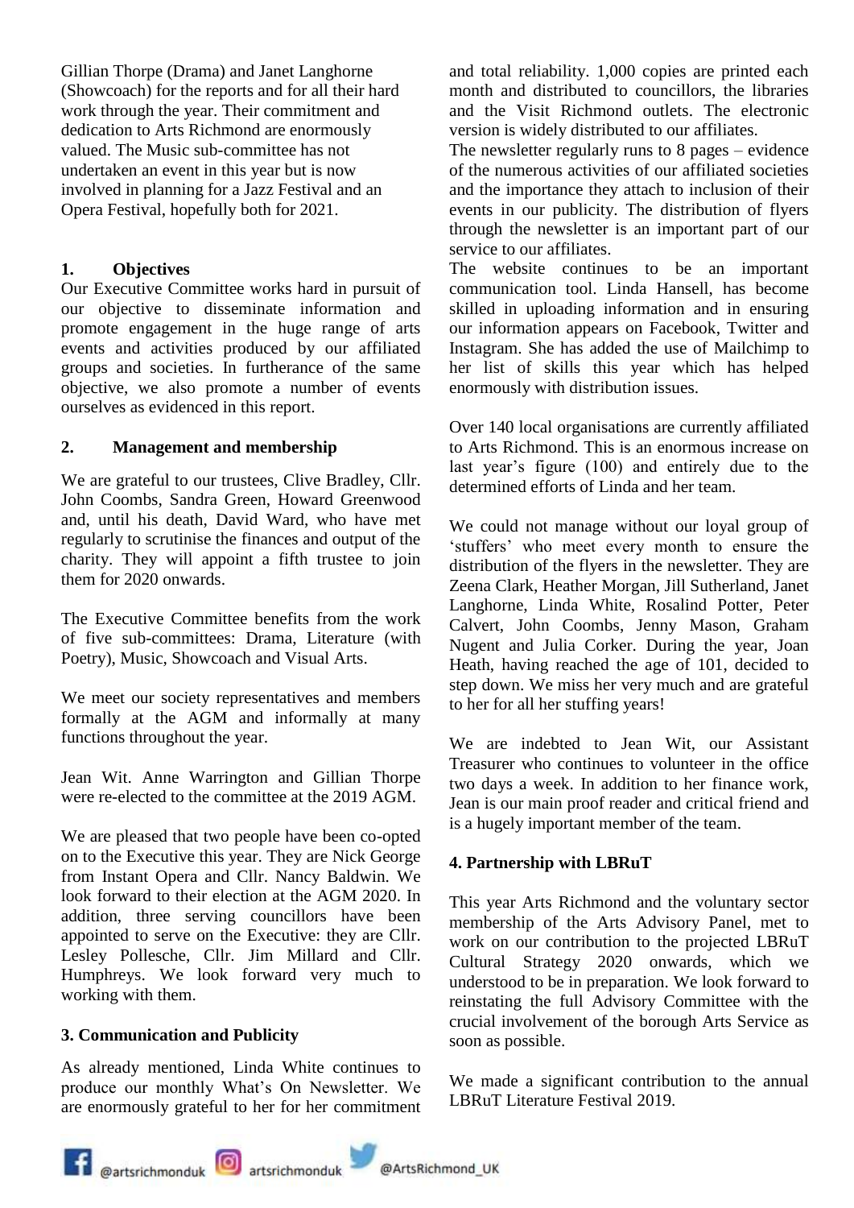Gillian Thorpe (Drama) and Janet Langhorne (Showcoach) for the reports and for all their hard work through the year. Their commitment and dedication to Arts Richmond are enormously valued. The Music sub-committee has not undertaken an event in this year but is now involved in planning for a Jazz Festival and an Opera Festival, hopefully both for 2021.

## 1. Objectives

Our Executive Committee works hard in pursuit of our objective to disseminate information and promote engagement in the huge range of arts events and activities produced by our affiliated groups and societies. In furtherance of the same objective, we also promote a number of events ourselves as evidenced in this report.

## 2. Management and membership

We are grateful to our trustees, Clive Bradley, Cllr. John Coombs, Sandra Green, Howard Greenwood and, until his death, David Ward, who have met regularly to scrutinise the finances and output of the charity. They will appoint a fifth trustee to join them for 2020 onwards.

The Executive Committee benefits from the work of five sub-committees: Drama, Literature (with Poetry), Music, Showcoach and Visual Arts.

We meet our society representatives and members formally at the AGM and informally at many functions throughout the year.

Jean Wit. Anne Warrington and Gillian Thorpe were re-elected to the committee at the 2019 AGM.

We are pleased that two people have been co-opted on to the Executive this year. They are Nick George from Instant Opera and Cllr. Nancy Baldwin. We look forward to their election at the AGM 2020. In addition, three serving councillors have been appointed to serve on the Executive: they are Cllr. Lesley Pollesche, Cllr. Jim Millard and Cllr. Humphreys. We look forward very much to working with them.

## 3. Communication and Publicity

As already mentioned, Linda White continues to produce our monthly What's On Newsletter. We are enormously grateful to her for her commitment and total reliability. 1,000 copies are printed each month and distributed to councillors, the libraries and the Visit Richmond outlets. The electronic version is widely distributed to our affiliates.

The newsletter regularly runs to 8 pages – evidence of the numerous activities of our affiliated societies and the importance they attach to inclusion of their events in our publicity. The distribution of flyers through the newsletter is an important part of our service to our affiliates.

The website continues to be an important communication tool. Linda Hansell, has become skilled in uploading information and in ensuring our information appears on Facebook, Twitter and Instagram. She has added the use of Mailchimp to her list of skills this year which has helped enormously with distribution issues.

Over 140 local organisations are currently affiliated to Arts Richmond. This is an enormous increase on last year's figure (100) and entirely due to the determined efforts of Linda and her team.

We could not manage without our loyal group of 'stuffers' who meet every month to ensure the distribution of the flyers in the newsletter. They are Zeena Clark, Heather Morgan, Jill Sutherland, Janet Langhorne, Linda White, Rosalind Potter, Peter Calvert, John Coombs, Jenny Mason, Graham Nugent and Julia Corker. During the year, Joan Heath, having reached the age of 101, decided to step down. We miss her very much and are grateful to her for all her stuffing years!

We are indebted to Jean Wit, our Assistant Treasurer who continues to volunteer in the office two days a week. In addition to her finance work, Jean is our main proof reader and critical friend and is a hugely important member of the team.

## 4. Partnership with LBRuT

This year Arts Richmond and the voluntary sector membership of the Arts Advisory Panel, met to work on our contribution to the projected LBRuT Cultural Strategy 2020 onwards, which we understood to be in preparation. We look forward to reinstating the full Advisory Committee with the crucial involvement of the borough Arts Service as soon as possible.

We made a significant contribution to the annual LBRuT Literature Festival 2019.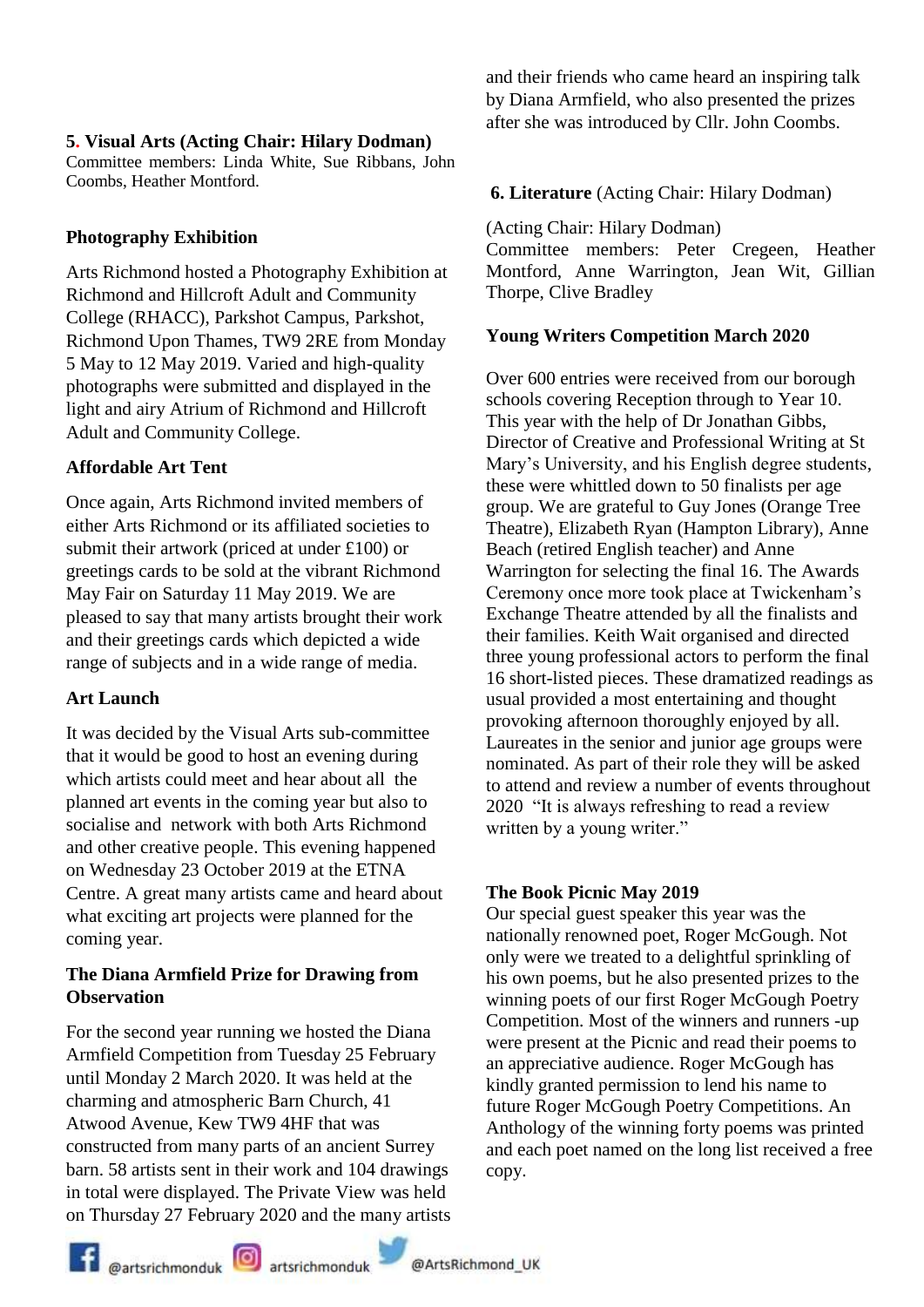## 5. Visual Arts (Acting Chair: Hilary Dodman)

Committee members: Linda White, Sue Ribbans, John Coombs, Heather Montford.

### Photography Exhibition

Arts Richmond hosted a Photography Exhibition at Richmond and Hillcroft Adult and Community College (RHACC), Parkshot Campus, Parkshot, Richmond Upon Thames, TW9 2RE from Monday 5 May to 12 May 2019. Varied and high-quality photographs were submitted and displayed in the light and airy Atrium of Richmond and Hillcroft Adult and Community College.

### Affordable Art Tent

Once again, Arts Richmond invited members of either Arts Richmond or its affiliated societies to submit their artwork (priced at under £100) or greetings cards to be sold at the vibrant Richmond May Fair on Saturday 11 May 2019. We are pleased to say that many artists brought their work and their greetings cards which depicted a wide range of subjects and in a wide range of media.

### Art Launch

It was decided by the Visual Arts sub-committee that it would be good to host an evening during which artists could meet and hear about all the planned art events in the coming year but also to socialise and network with both Arts Richmond and other creative people. This evening happened on Wednesday 23 October 2019 at the ETNA Centre. A great many artists came and heard about what exciting art projects were planned for the coming year.

### The Diana Armfield Prize for Drawing from Observation

For the second year running we hosted the Diana Armfield Competition from Tuesday 25 February until Monday 2 March 2020. It was held at the charming and atmospheric Barn Church, 41 Atwood Avenue, Kew TW9 4HF that was constructed from many parts of an ancient Surrey barn. 58 artists sent in their work and 104 drawings in total were displayed. The Private View was held on Thursday 27 February 2020 and the many artists and their friends who came heard an inspiring talk by Diana Armfield, who also presented the prizes after she was introduced by Cllr. John Coombs.

## 6. Literature (Acting Chair: Hilary Dodman)

(Acting Chair: Hilary Dodman)
Committee members: Peter Cregeen, Heather Montford, Anne Warrington, Jean Wit, Gillian Thorpe, Clive Bradley

### Young Writers Competition March 2020

Over 600 entries were received from our borough schools covering Reception through to Year 10. This year with the help of Dr Jonathan Gibbs, Director of Creative and Professional Writing at St Mary's University, and his English degree students, these were whittled down to 50 finalists per age group. We are grateful to Guy Jones (Orange Tree Theatre), Elizabeth Ryan (Hampton Library), Anne Beach (retired English teacher) and Anne Warrington for selecting the final 16. The Awards Ceremony once more took place at Twickenham's Exchange Theatre attended by all the finalists and their families. Keith Wait organised and directed three young professional actors to perform the final 16 short-listed pieces. These dramatized readings as usual provided a most entertaining and thought provoking afternoon thoroughly enjoyed by all. Laureates in the senior and junior age groups were nominated. As part of their role they will be asked to attend and review a number of events throughout 2020 "It is always refreshing to read a review written by a young writer."

### The Book Picnic May 2019

Our special guest speaker this year was the nationally renowned poet, Roger McGough. Not only were we treated to a delightful sprinkling of his own poems, but he also presented prizes to the winning poets of our first Roger McGough Poetry Competition. Most of the winners and runners -up were present at the Picnic and read their poems to an appreciative audience. Roger McGough has kindly granted permission to lend his name to future Roger McGough Poetry Competitions. An Anthology of the winning forty poems was printed and each poet named on the long list received a free copy.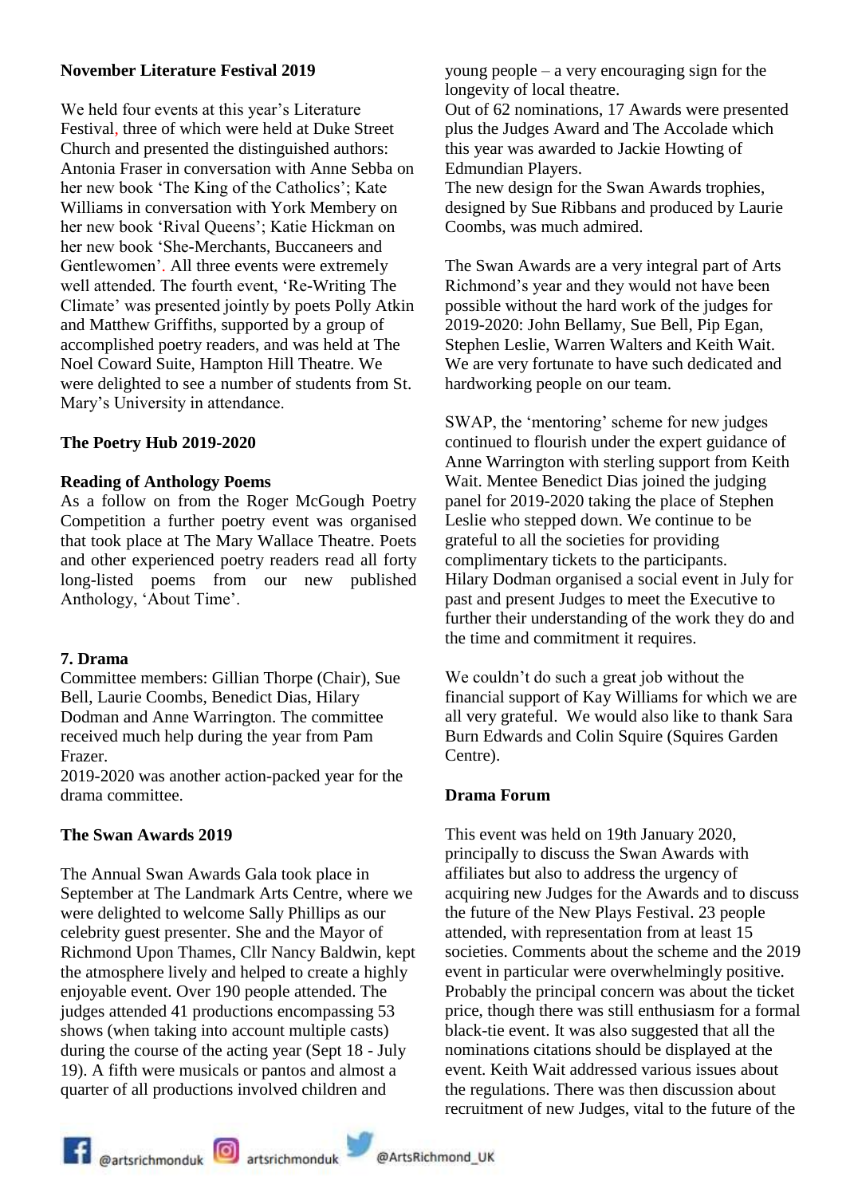**November Literature Festival 2019**

We held four events at this year's Literature Festival, three of which were held at Duke Street Church and presented the distinguished authors: Antonia Fraser in conversation with Anne Sebba on her new book 'The King of the Catholics'; Kate Williams in conversation with York Membery on her new book 'Rival Queens'; Katie Hickman on her new book 'She-Merchants, Buccaneers and Gentlewomen'. All three events were extremely well attended. The fourth event, 'Re-Writing The Climate' was presented jointly by poets Polly Atkin and Matthew Griffiths, supported by a group of accomplished poetry readers, and was held at The Noel Coward Suite, Hampton Hill Theatre. We were delighted to see a number of students from St. Mary's University in attendance.

**The Poetry Hub 2019-2020**

**Reading of Anthology Poems**

As a follow on from the Roger McGough Poetry Competition a further poetry event was organised that took place at The Mary Wallace Theatre. Poets and other experienced poetry readers read all forty long-listed poems from our new published Anthology, 'About Time'.

**7. Drama**

Committee members: Gillian Thorpe (Chair), Sue Bell, Laurie Coombs, Benedict Dias, Hilary Dodman and Anne Warrington. The committee received much help during the year from Pam Frazer.

2019-2020 was another action-packed year for the drama committee.

**The Swan Awards 2019**

The Annual Swan Awards Gala took place in September at The Landmark Arts Centre, where we were delighted to welcome Sally Phillips as our celebrity guest presenter. She and the Mayor of Richmond Upon Thames, Cllr Nancy Baldwin, kept the atmosphere lively and helped to create a highly enjoyable event. Over 190 people attended. The judges attended 41 productions encompassing 53 shows (when taking into account multiple casts) during the course of the acting year (Sept 18 - July 19). A fifth were musicals or pantos and almost a quarter of all productions involved children and young people – a very encouraging sign for the longevity of local theatre.

Out of 62 nominations, 17 Awards were presented plus the Judges Award and The Accolade which this year was awarded to Jackie Howting of Edmundian Players.

The new design for the Swan Awards trophies, designed by Sue Ribbans and produced by Laurie Coombs, was much admired.

The Swan Awards are a very integral part of Arts Richmond's year and they would not have been possible without the hard work of the judges for 2019-2020: John Bellamy, Sue Bell, Pip Egan, Stephen Leslie, Warren Walters and Keith Wait. We are very fortunate to have such dedicated and hardworking people on our team.

SWAP, the 'mentoring' scheme for new judges continued to flourish under the expert guidance of Anne Warrington with sterling support from Keith Wait. Mentee Benedict Dias joined the judging panel for 2019-2020 taking the place of Stephen Leslie who stepped down. We continue to be grateful to all the societies for providing complimentary tickets to the participants.

Hilary Dodman organised a social event in July for past and present Judges to meet the Executive to further their understanding of the work they do and the time and commitment it requires.

We couldn't do such a great job without the financial support of Kay Williams for which we are all very grateful. We would also like to thank Sara Burn Edwards and Colin Squire (Squires Garden Centre).

**Drama Forum**

This event was held on 19th January 2020, principally to discuss the Swan Awards with affiliates but also to address the urgency of acquiring new Judges for the Awards and to discuss the future of the New Plays Festival. 23 people attended, with representation from at least 15 societies. Comments about the scheme and the 2019 event in particular were overwhelmingly positive. Probably the principal concern was about the ticket price, though there was still enthusiasm for a formal black-tie event. It was also suggested that all the nominations citations should be displayed at the event. Keith Wait addressed various issues about the regulations. There was then discussion about recruitment of new Judges, vital to the future of the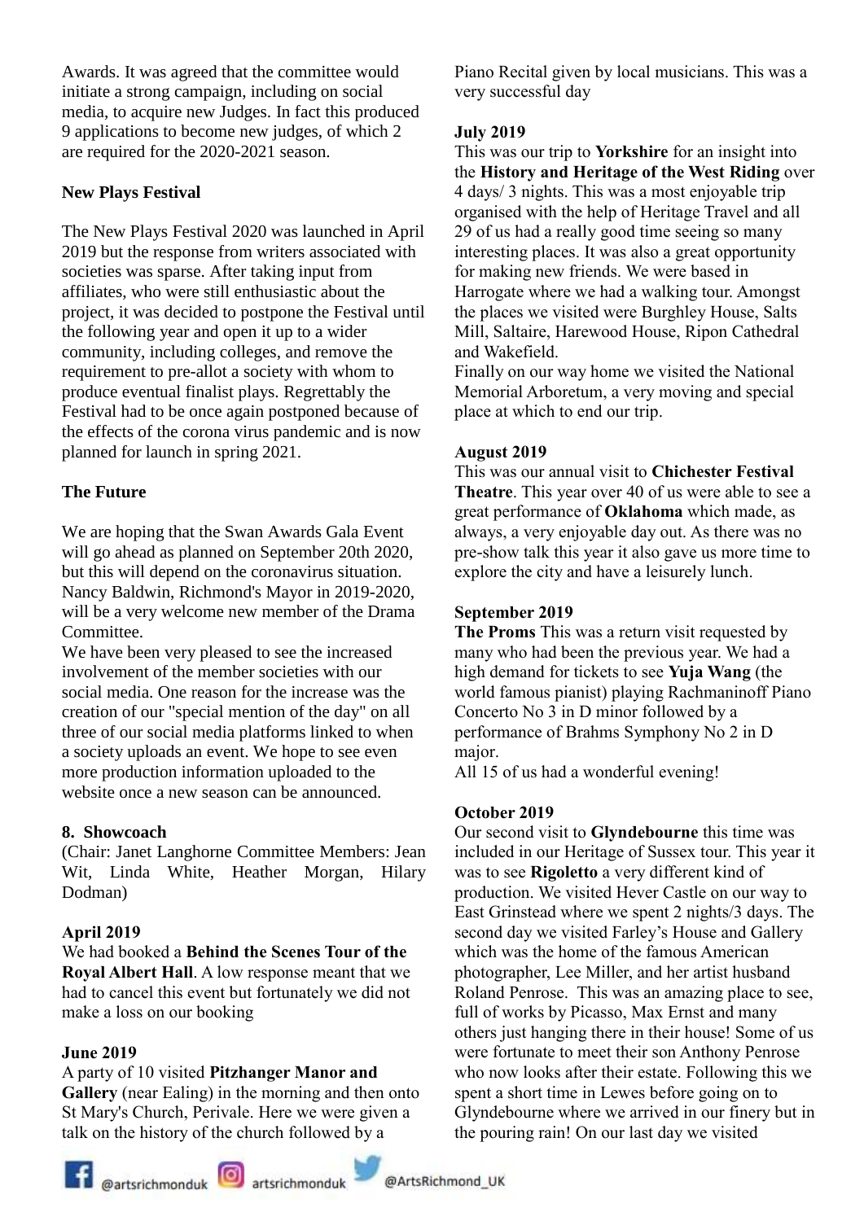Awards. It was agreed that the committee would initiate a strong campaign, including on social media, to acquire new Judges. In fact this produced 9 applications to become new judges, of which 2 are required for the 2020-2021 season.

**New Plays Festival**

The New Plays Festival 2020 was launched in April 2019 but the response from writers associated with societies was sparse. After taking input from affiliates, who were still enthusiastic about the project, it was decided to postpone the Festival until the following year and open it up to a wider community, including colleges, and remove the requirement to pre-allot a society with whom to produce eventual finalist plays. Regrettably the Festival had to be once again postponed because of the effects of the corona virus pandemic and is now planned for launch in spring 2021.

**The Future**

We are hoping that the Swan Awards Gala Event will go ahead as planned on September 20th 2020, but this will depend on the coronavirus situation. Nancy Baldwin, Richmond's Mayor in 2019-2020, will be a very welcome new member of the Drama Committee.
We have been very pleased to see the increased involvement of the member societies with our social media. One reason for the increase was the creation of our "special mention of the day" on all three of our social media platforms linked to when a society uploads an event. We hope to see even more production information uploaded to the website once a new season can be announced.

**8. Showcoach**
(Chair: Janet Langhorne Committee Members: Jean Wit, Linda White, Heather Morgan, Hilary Dodman)

**April 2019**
We had booked a **Behind the Scenes Tour of the Royal Albert Hall**. A low response meant that we had to cancel this event but fortunately we did not make a loss on our booking

**June 2019**
A party of 10 visited **Pitzhanger Manor and Gallery** (near Ealing) in the morning and then onto St Mary's Church, Perivale. Here we were given a talk on the history of the church followed by a Piano Recital given by local musicians. This was a very successful day

**July 2019**
This was our trip to **Yorkshire** for an insight into the **History and Heritage of the West Riding** over 4 days/ 3 nights. This was a most enjoyable trip organised with the help of Heritage Travel and all 29 of us had a really good time seeing so many interesting places. It was also a great opportunity for making new friends. We were based in Harrogate where we had a walking tour. Amongst the places we visited were Burghley House, Salts Mill, Saltaire, Harewood House, Ripon Cathedral and Wakefield.
Finally on our way home we visited the National Memorial Arboretum, a very moving and special place at which to end our trip.

**August 2019**
This was our annual visit to **Chichester Festival Theatre**. This year over 40 of us were able to see a great performance of **Oklahoma** which made, as always, a very enjoyable day out. As there was no pre-show talk this year it also gave us more time to explore the city and have a leisurely lunch.

**September 2019**
**The Proms** This was a return visit requested by many who had been the previous year. We had a high demand for tickets to see **Yuja Wang** (the world famous pianist) playing Rachmaninoff Piano Concerto No 3 in D minor followed by a performance of Brahms Symphony No 2 in D major.
All 15 of us had a wonderful evening!

**October 2019**
Our second visit to **Glyndebourne** this time was included in our Heritage of Sussex tour. This year it was to see **Rigoletto** a very different kind of production. We visited Hever Castle on our way to East Grinstead where we spent 2 nights/3 days. The second day we visited Farley's House and Gallery which was the home of the famous American photographer, Lee Miller, and her artist husband Roland Penrose. This was an amazing place to see, full of works by Picasso, Max Ernst and many others just hanging there in their house! Some of us were fortunate to meet their son Anthony Penrose who now looks after their estate. Following this we spent a short time in Lewes before going on to Glyndebourne where we arrived in our finery but in the pouring rain! On our last day we visited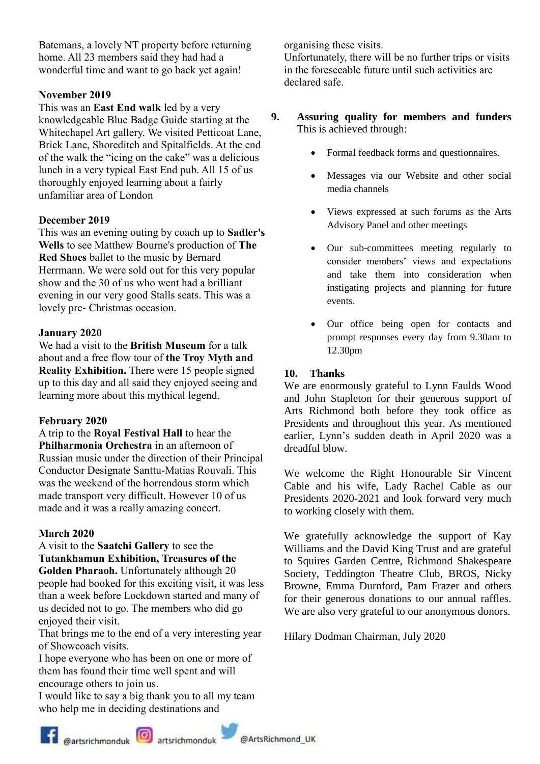Batemans, a lovely NT property before returning home. All 23 members said they had had a wonderful time and want to go back yet again!

**November 2019**

This was an **East End walk** led by a very knowledgeable Blue Badge Guide starting at the Whitechapel Art gallery. We visited Petticoat Lane, Brick Lane, Shoreditch and Spitalfields. At the end of the walk the "icing on the cake" was a delicious lunch in a very typical East End pub. All 15 of us thoroughly enjoyed learning about a fairly unfamiliar area of London

**December 2019**

This was an evening outing by coach up to **Sadler's Wells** to see Matthew Bourne's production of **The Red Shoes** ballet to the music by Bernard Herrmann. We were sold out for this very popular show and the 30 of us who went had a brilliant evening in our very good Stalls seats. This was a lovely pre- Christmas occasion.

**January 2020**

We had a visit to the **British Museum** for a talk about and a free flow tour of **the Troy Myth and Reality Exhibition.** There were 15 people signed up to this day and all said they enjoyed seeing and learning more about this mythical legend.

**February 2020**

A trip to the **Royal Festival Hall** to hear the **Philharmonia Orchestra** in an afternoon of Russian music under the direction of their Principal Conductor Designate Santtu-Matias Rouvali. This was the weekend of the horrendous storm which made transport very difficult. However 10 of us made and it was a really amazing concert.

**March 2020**

A visit to the **Saatchi Gallery** to see the **Tutankhamun Exhibition, Treasures of the Golden Pharaoh.** Unfortunately although 20 people had booked for this exciting visit, it was less than a week before Lockdown started and many of us decided not to go. The members who did go enjoyed their visit.

That brings me to the end of a very interesting year of Showcoach visits.

I hope everyone who has been on one or more of them has found their time well spent and will encourage others to join us.

I would like to say a big thank you to all my team who help me in deciding destinations and organising these visits.

Unfortunately, there will be no further trips or visits in the foreseeable future until such activities are declared safe.

## 9. Assuring quality for members and funders

This is achieved through:

- Formal feedback forms and questionnaires.
- Messages via our Website and other social media channels
- Views expressed at such forums as the Arts Advisory Panel and other meetings
- Our sub-committees meeting regularly to consider members' views and expectations and take them into consideration when instigating projects and planning for future events.
- Our office being open for contacts and prompt responses every day from 9.30am to 12.30pm

## 10. Thanks

We are enormously grateful to Lynn Faulds Wood and John Stapleton for their generous support of Arts Richmond both before they took office as Presidents and throughout this year. As mentioned earlier, Lynn's sudden death in April 2020 was a dreadful blow.

We welcome the Right Honourable Sir Vincent Cable and his wife, Lady Rachel Cable as our Presidents 2020-2021 and look forward very much to working closely with them.

We gratefully acknowledge the support of Kay Williams and the David King Trust and are grateful to Squires Garden Centre, Richmond Shakespeare Society, Teddington Theatre Club, BROS, Nicky Browne, Emma Durnford, Pam Frazer and others for their generous donations to our annual raffles. We are also very grateful to our anonymous donors.

Hilary Dodman Chairman, July 2020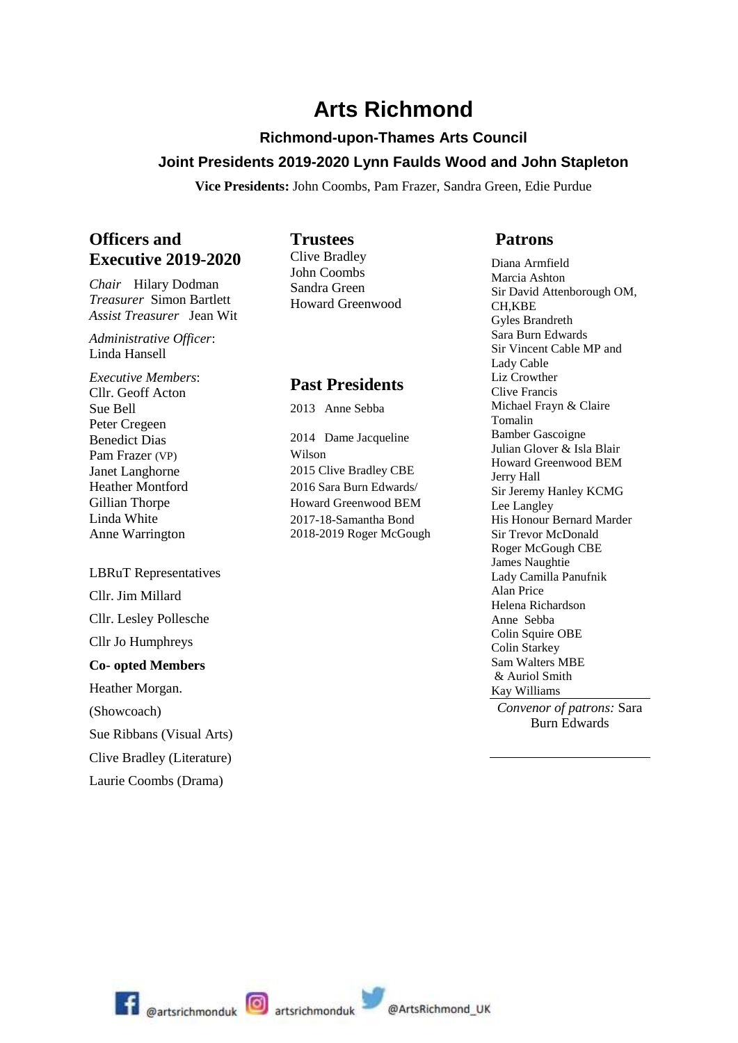# Arts Richmond

### Richmond-upon-Thames Arts Council

### Joint Presidents 2019-2020 Lynn Faulds Wood and John Stapleton

**Vice Presidents:** John Coombs, Pam Frazer, Sandra Green, Edie Purdue

## Officers and Executive 2019-2020

*Chair* Hilary Dodman
*Treasurer* Simon Bartlett
*Assist Treasurer* Jean Wit

*Administrative Officer*:
Linda Hansell

*Executive Members*:
Cllr. Geoff Acton
Sue Bell
Peter Cregeen
Benedict Dias
Pam Frazer (VP)
Janet Langhorne
Heather Montford
Gillian Thorpe
Linda White
Anne Warrington

LBRuT Representatives

Cllr. Jim Millard

Cllr. Lesley Pollesche

Cllr Jo Humphreys

**Co- opted Members**

Heather Morgan.

(Showcoach)

Sue Ribbans (Visual Arts)

Clive Bradley (Literature)

Laurie Coombs (Drama)

## Trustees

Clive Bradley
John Coombs
Sandra Green
Howard Greenwood

## Past Presidents

2013 Anne Sebba

2014 Dame Jacqueline Wilson
2015 Clive Bradley CBE
2016 Sara Burn Edwards/ Howard Greenwood BEM
2017-18-Samantha Bond
2018-2019 Roger McGough

## Patrons

Diana Armfield
Marcia Ashton
Sir David Attenborough OM, CH,KBE
Gyles Brandreth
Sara Burn Edwards
Sir Vincent Cable MP and Lady Cable
Liz Crowther
Clive Francis
Michael Frayn & Claire Tomalin
Bamber Gascoigne
Julian Glover & Isla Blair
Howard Greenwood BEM
Jerry Hall
Sir Jeremy Hanley KCMG
Lee Langley
His Honour Bernard Marder
Sir Trevor McDonald
Roger McGough CBE
James Naughtie
Lady Camilla Panufnik
Alan Price
Helena Richardson
Anne Sebba
Colin Squire OBE
Colin Starkey
Sam Walters MBE & Auriol Smith
Kay Williams

*Convenor of patrons:* Sara Burn Edwards

@artsrichmonduk artsrichmonduk @ArtsRichmond_UK